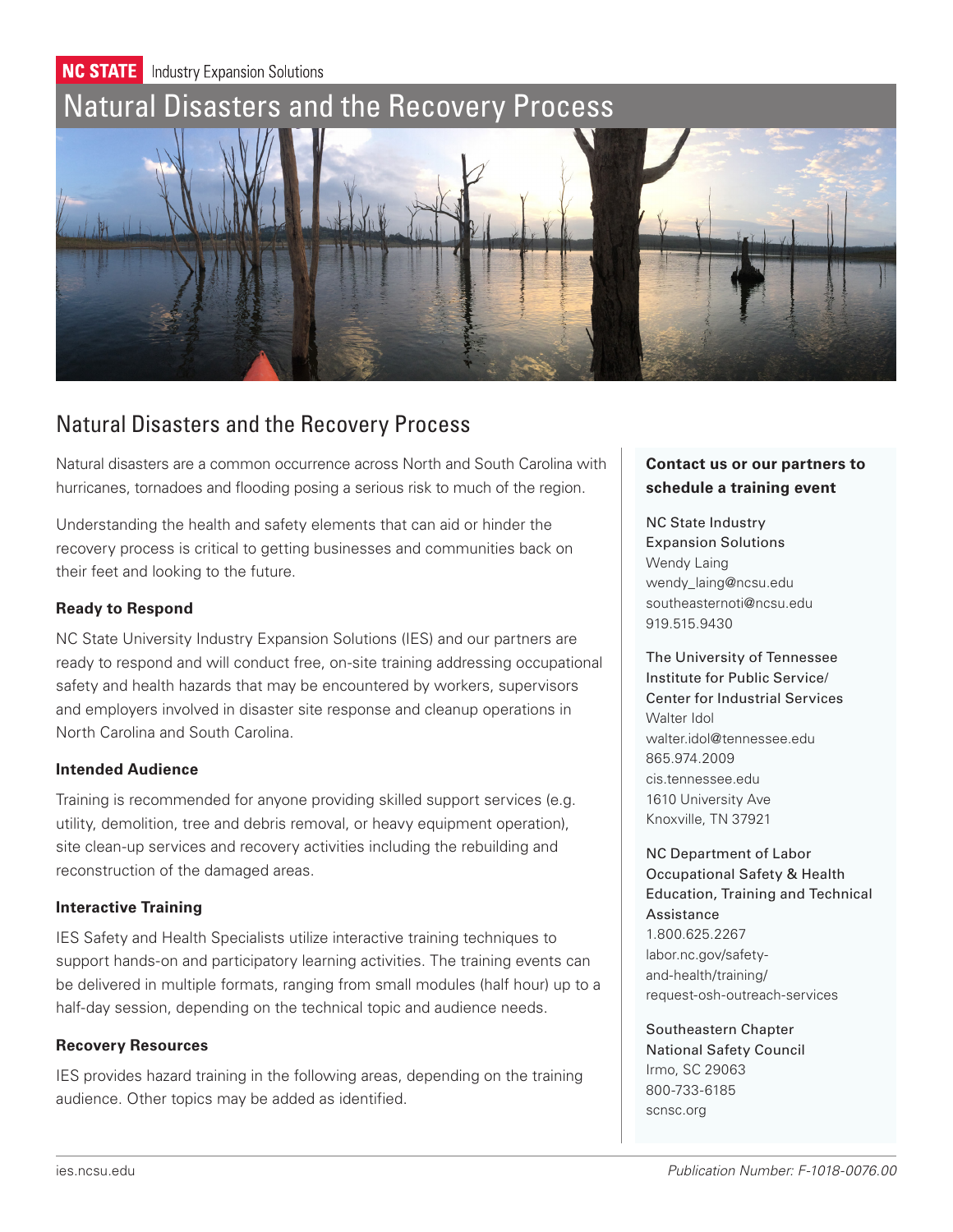NC STATE Industry Expansion Solutions

# Natural Disasters and the Recovery Process

## Natural Disasters and the Recovery Process

Natural disasters are a common occurrence across North and South Carolina with hurricanes, tornadoes and flooding posing a serious risk to much of the region.

Understanding the health and safety elements that can aid or hinder the recovery process is critical to getting businesses and communities back on their feet and looking to the future.

### Ready to Respond

NC State University Industry Expansion Solutions (IES) and our partners are ready to respond and will conduct free, on-site training addressing occupational safety and health hazards that may be encountered by workers, supervisors and employers involved in disaster site response and cleanup operations in North Carolina and South Carolina.

### Intended Audience

Training is recommended for anyone providing skilled support services (e.g. utility, demolition, tree and debris removal, or heavy equipment operation), site clean-up services and recovery activities including the rebuilding and reconstruction of the damaged areas.

### Interactive Training

IES Safety and Health Specialists utilize interactive training techniques to support hands-on and participatory learning activities. The training events can be delivered in multiple formats, ranging from small modules (half hour) up to a half-day session, depending on the technical topic and audience needs.

### Recovery Resources

IES provides hazard training in the following areas, depending on the training audience. Other topics may be added as identified.

**Contact us or our partners to schedule a training event**

NC State Industry Expansion Solutions
Wendy Laing
wendy_laing@ncsu.edu
southeasternoti@ncsu.edu
919.515.9430

The University of Tennessee Institute for Public Service/ Center for Industrial Services
Walter Idol
walter.idol@tennessee.edu
865.974.2009
cis.tennessee.edu
1610 University Ave
Knoxville, TN 37921

NC Department of Labor Occupational Safety & Health Education, Training and Technical Assistance
1.800.625.2267
labor.nc.gov/safety-and-health/training/request-osh-outreach-services

Southeastern Chapter National Safety Council
Irmo, SC 29063
800-733-6185
scnsc.org

ies.ncsu.edu

*Publication Number: F-1018-0076.00*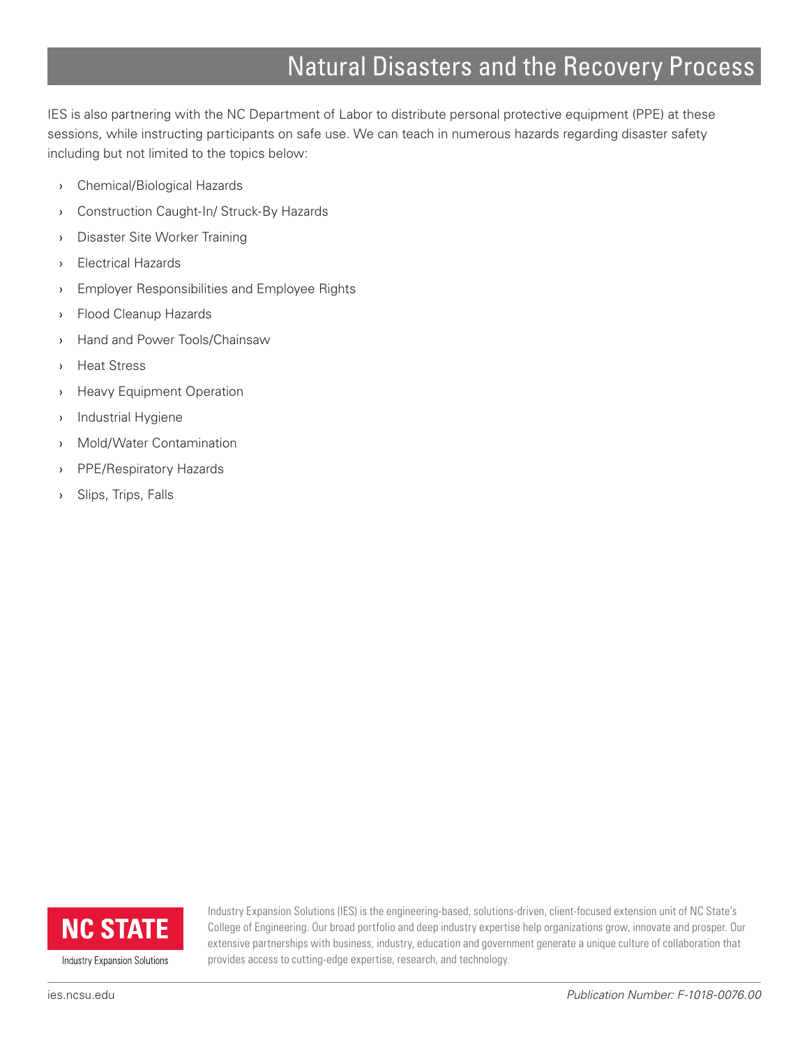# Natural Disasters and the Recovery Process

IES is also partnering with the NC Department of Labor to distribute personal protective equipment (PPE) at these sessions, while instructing participants on safe use. We can teach in numerous hazards regarding disaster safety including but not limited to the topics below:

- Chemical/Biological Hazards
- Construction Caught-In/ Struck-By Hazards
- Disaster Site Worker Training
- Electrical Hazards
- Employer Responsibilities and Employee Rights
- Flood Cleanup Hazards
- Hand and Power Tools/Chainsaw
- Heat Stress
- Heavy Equipment Operation
- Industrial Hygiene
- Mold/Water Contamination
- PPE/Respiratory Hazards
- Slips, Trips, Falls

**NC STATE**
Industry Expansion Solutions

Industry Expansion Solutions (IES) is the engineering-based, solutions-driven, client-focused extension unit of NC State's College of Engineering. Our broad portfolio and deep industry expertise help organizations grow, innovate and prosper. Our extensive partnerships with business, industry, education and government generate a unique culture of collaboration that provides access to cutting-edge expertise, research, and technology.

ies.ncsu.edu

*Publication Number: F-1018-0076.00*